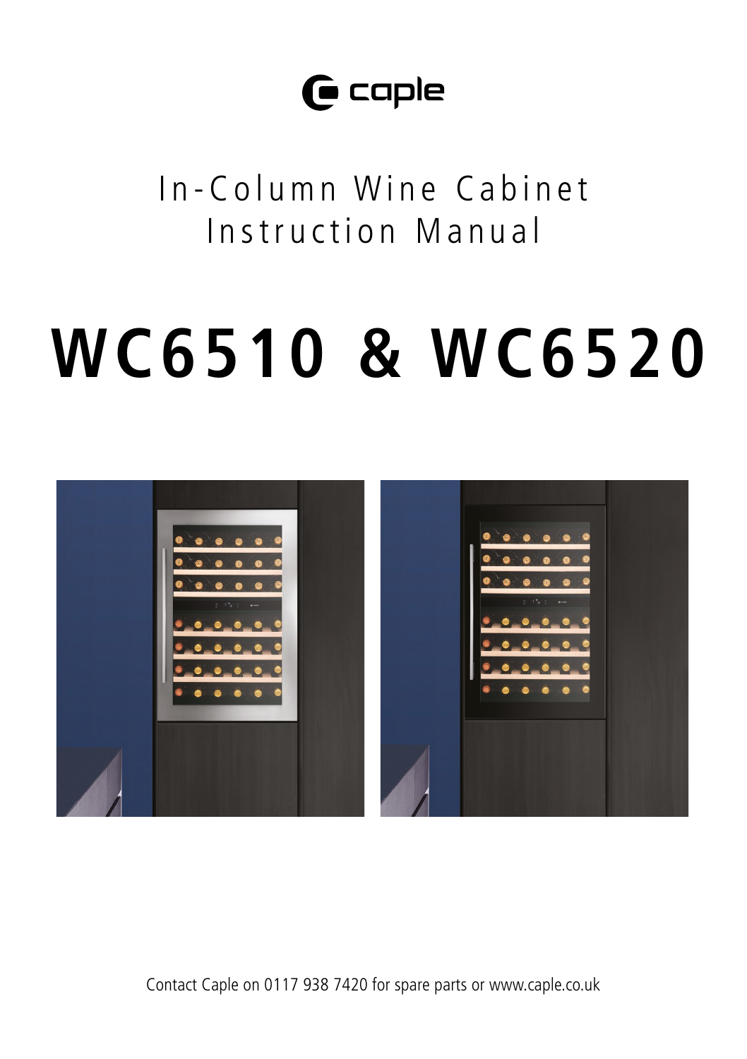caple

# In-Column Wine Cabinet Instruction Manual

# WC6510 & WC6520

Contact Caple on 0117 938 7420 for spare parts or www.caple.co.uk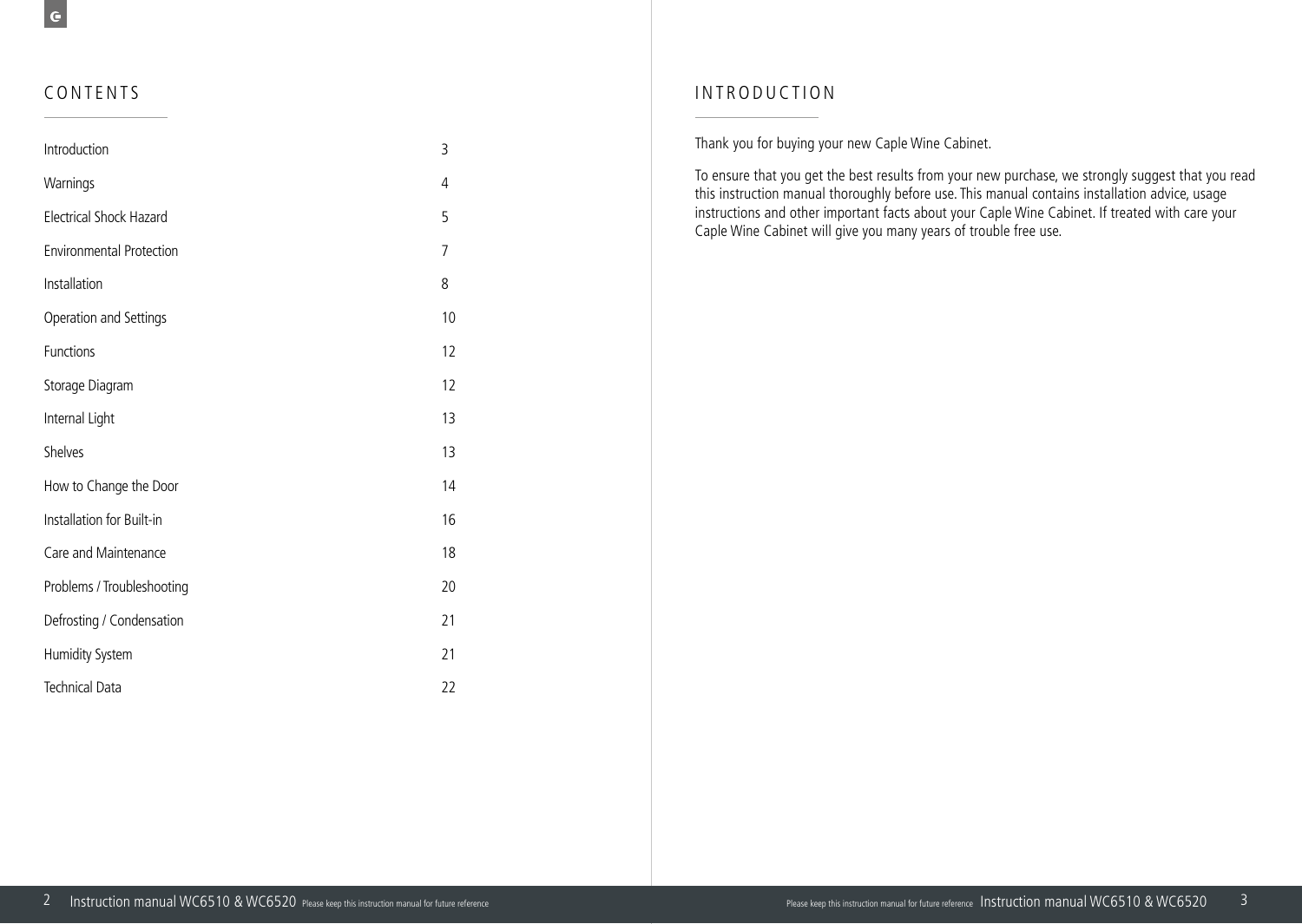# CONTENTS

| | |
|---|---|
| Introduction | 3 |
| Warnings | 4 |
| Electrical Shock Hazard | 5 |
| Environmental Protection | 7 |
| Installation | 8 |
| Operation and Settings | 10 |
| Functions | 12 |
| Storage Diagram | 12 |
| Internal Light | 13 |
| Shelves | 13 |
| How to Change the Door | 14 |
| Installation for Built-in | 16 |
| Care and Maintenance | 18 |
| Problems / Troubleshooting | 20 |
| Defrosting / Condensation | 21 |
| Humidity System | 21 |
| Technical Data | 22 |

# INTRODUCTION

Thank you for buying your new Caple Wine Cabinet.

To ensure that you get the best results from your new purchase, we strongly suggest that you read this instruction manual thoroughly before use. This manual contains installation advice, usage instructions and other important facts about your Caple Wine Cabinet. If treated with care your Caple Wine Cabinet will give you many years of trouble free use.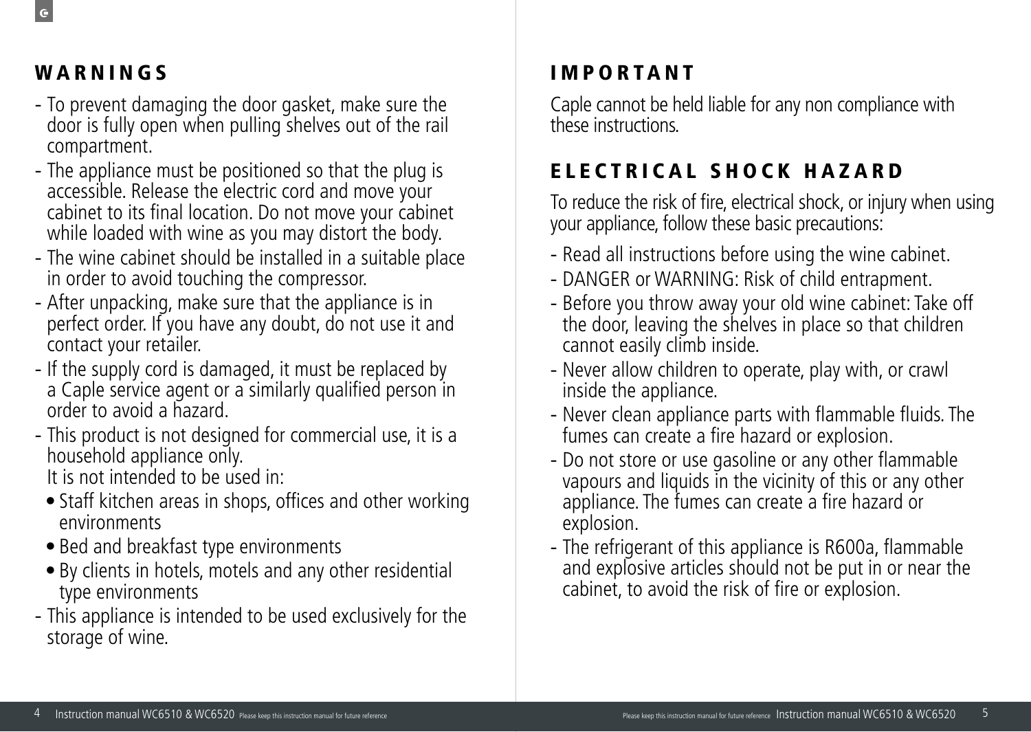## WARNINGS

- To prevent damaging the door gasket, make sure the door is fully open when pulling shelves out of the rail compartment.
- The appliance must be positioned so that the plug is accessible. Release the electric cord and move your cabinet to its final location. Do not move your cabinet while loaded with wine as you may distort the body.
- The wine cabinet should be installed in a suitable place in order to avoid touching the compressor.
- After unpacking, make sure that the appliance is in perfect order. If you have any doubt, do not use it and contact your retailer.
- If the supply cord is damaged, it must be replaced by a Caple service agent or a similarly qualified person in order to avoid a hazard.
- This product is not designed for commercial use, it is a household appliance only.
  It is not intended to be used in:
  - Staff kitchen areas in shops, offices and other working environments
  - Bed and breakfast type environments
  - By clients in hotels, motels and any other residential type environments
- This appliance is intended to be used exclusively for the storage of wine.

## IMPORTANT

Caple cannot be held liable for any non compliance with these instructions.

## ELECTRICAL SHOCK HAZARD

To reduce the risk of fire, electrical shock, or injury when using your appliance, follow these basic precautions:

- Read all instructions before using the wine cabinet.
- DANGER or WARNING: Risk of child entrapment.
- Before you throw away your old wine cabinet: Take off the door, leaving the shelves in place so that children cannot easily climb inside.
- Never allow children to operate, play with, or crawl inside the appliance.
- Never clean appliance parts with flammable fluids. The fumes can create a fire hazard or explosion.
- Do not store or use gasoline or any other flammable vapours and liquids in the vicinity of this or any other appliance. The fumes can create a fire hazard or explosion.
- The refrigerant of this appliance is R600a, flammable and explosive articles should not be put in or near the cabinet, to avoid the risk of fire or explosion.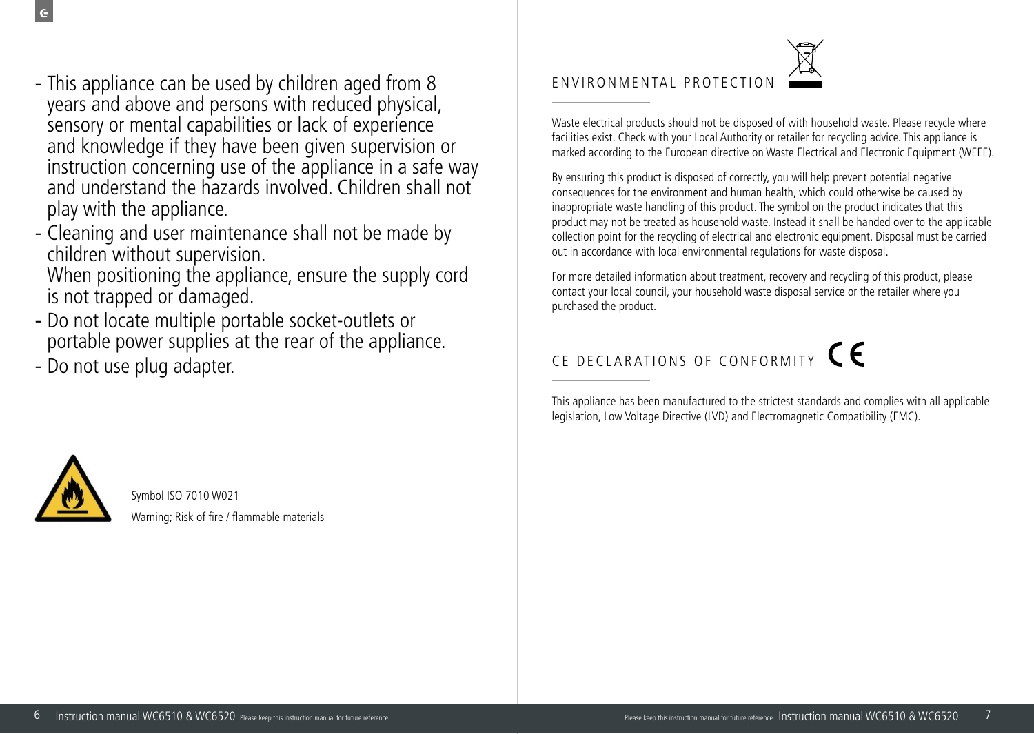- This appliance can be used by children aged from 8 years and above and persons with reduced physical, sensory or mental capabilities or lack of experience and knowledge if they have been given supervision or instruction concerning use of the appliance in a safe way and understand the hazards involved. Children shall not play with the appliance.
- Cleaning and user maintenance shall not be made by children without supervision.
  When positioning the appliance, ensure the supply cord is not trapped or damaged.
- Do not locate multiple portable socket-outlets or portable power supplies at the rear of the appliance.
- Do not use plug adapter.

Symbol ISO 7010 W021

Warning; Risk of fire / flammable materials

## ENVIRONMENTAL PROTECTION

Waste electrical products should not be disposed of with household waste. Please recycle where facilities exist. Check with your Local Authority or retailer for recycling advice. This appliance is marked according to the European directive on Waste Electrical and Electronic Equipment (WEEE).

By ensuring this product is disposed of correctly, you will help prevent potential negative consequences for the environment and human health, which could otherwise be caused by inappropriate waste handling of this product. The symbol on the product indicates that this product may not be treated as household waste. Instead it shall be handed over to the applicable collection point for the recycling of electrical and electronic equipment. Disposal must be carried out in accordance with local environmental regulations for waste disposal.

For more detailed information about treatment, recovery and recycling of this product, please contact your local council, your household waste disposal service or the retailer where you purchased the product.

## CE DECLARATIONS OF CONFORMITY

This appliance has been manufactured to the strictest standards and complies with all applicable legislation, Low Voltage Directive (LVD) and Electromagnetic Compatibility (EMC).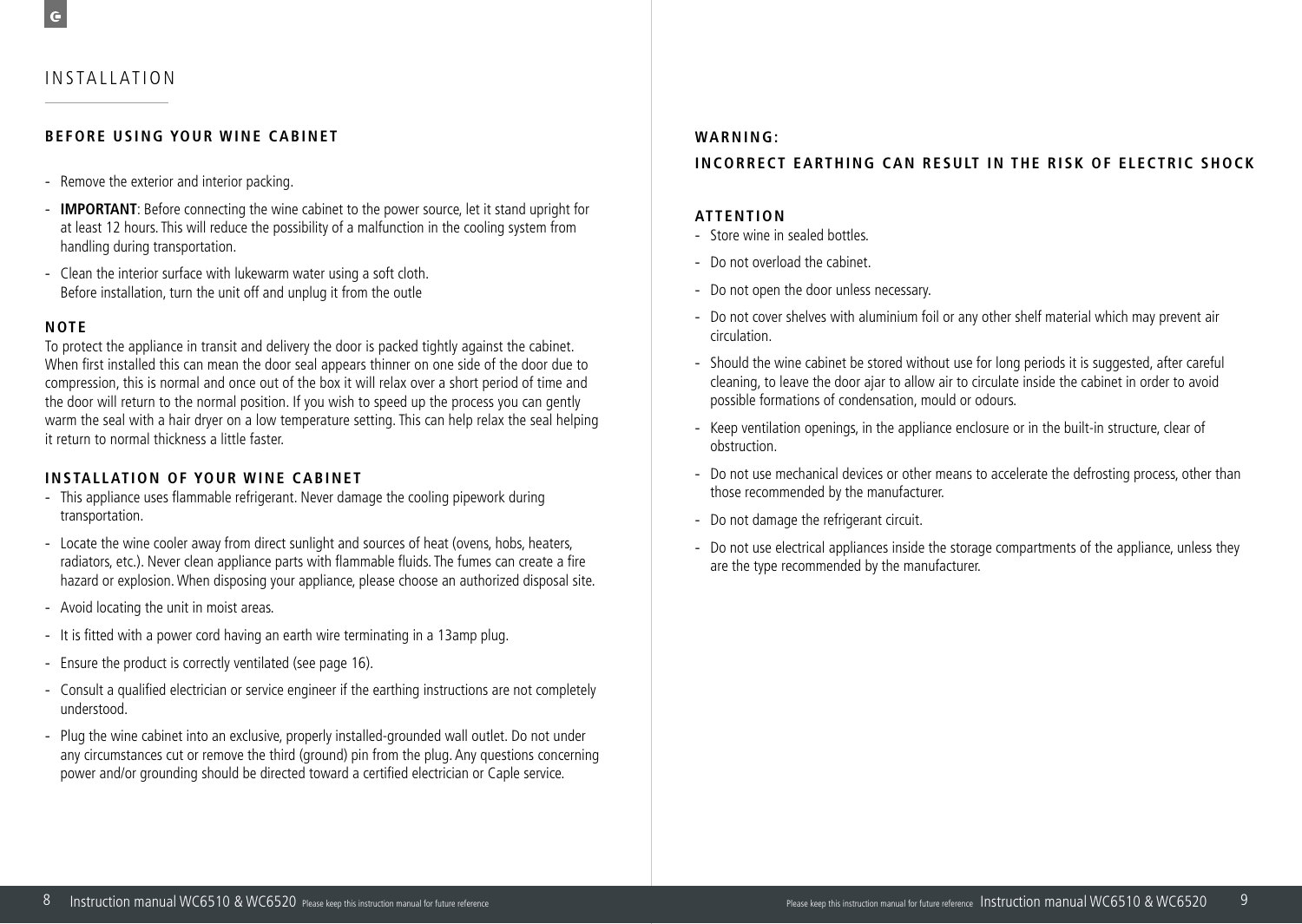# INSTALLATION

## BEFORE USING YOUR WINE CABINET

- Remove the exterior and interior packing.
- **IMPORTANT**: Before connecting the wine cabinet to the power source, let it stand upright for at least 12 hours. This will reduce the possibility of a malfunction in the cooling system from handling during transportation.
- Clean the interior surface with lukewarm water using a soft cloth.
  Before installation, turn the unit off and unplug it from the outle

### NOTE

To protect the appliance in transit and delivery the door is packed tightly against the cabinet. When first installed this can mean the door seal appears thinner on one side of the door due to compression, this is normal and once out of the box it will relax over a short period of time and the door will return to the normal position. If you wish to speed up the process you can gently warm the seal with a hair dryer on a low temperature setting. This can help relax the seal helping it return to normal thickness a little faster.

## INSTALLATION OF YOUR WINE CABINET

- This appliance uses flammable refrigerant. Never damage the cooling pipework during transportation.
- Locate the wine cooler away from direct sunlight and sources of heat (ovens, hobs, heaters, radiators, etc.). Never clean appliance parts with flammable fluids. The fumes can create a fire hazard or explosion. When disposing your appliance, please choose an authorized disposal site.
- Avoid locating the unit in moist areas.
- It is fitted with a power cord having an earth wire terminating in a 13amp plug.
- Ensure the product is correctly ventilated (see page 16).
- Consult a qualified electrician or service engineer if the earthing instructions are not completely understood.
- Plug the wine cabinet into an exclusive, properly installed-grounded wall outlet. Do not under any circumstances cut or remove the third (ground) pin from the plug. Any questions concerning power and/or grounding should be directed toward a certified electrician or Caple service.

## WARNING:

## INCORRECT EARTHING CAN RESULT IN THE RISK OF ELECTRIC SHOCK

### ATTENTION

- Store wine in sealed bottles.
- Do not overload the cabinet.
- Do not open the door unless necessary.
- Do not cover shelves with aluminium foil or any other shelf material which may prevent air circulation.
- Should the wine cabinet be stored without use for long periods it is suggested, after careful cleaning, to leave the door ajar to allow air to circulate inside the cabinet in order to avoid possible formations of condensation, mould or odours.
- Keep ventilation openings, in the appliance enclosure or in the built-in structure, clear of obstruction.
- Do not use mechanical devices or other means to accelerate the defrosting process, other than those recommended by the manufacturer.
- Do not damage the refrigerant circuit.
- Do not use electrical appliances inside the storage compartments of the appliance, unless they are the type recommended by the manufacturer.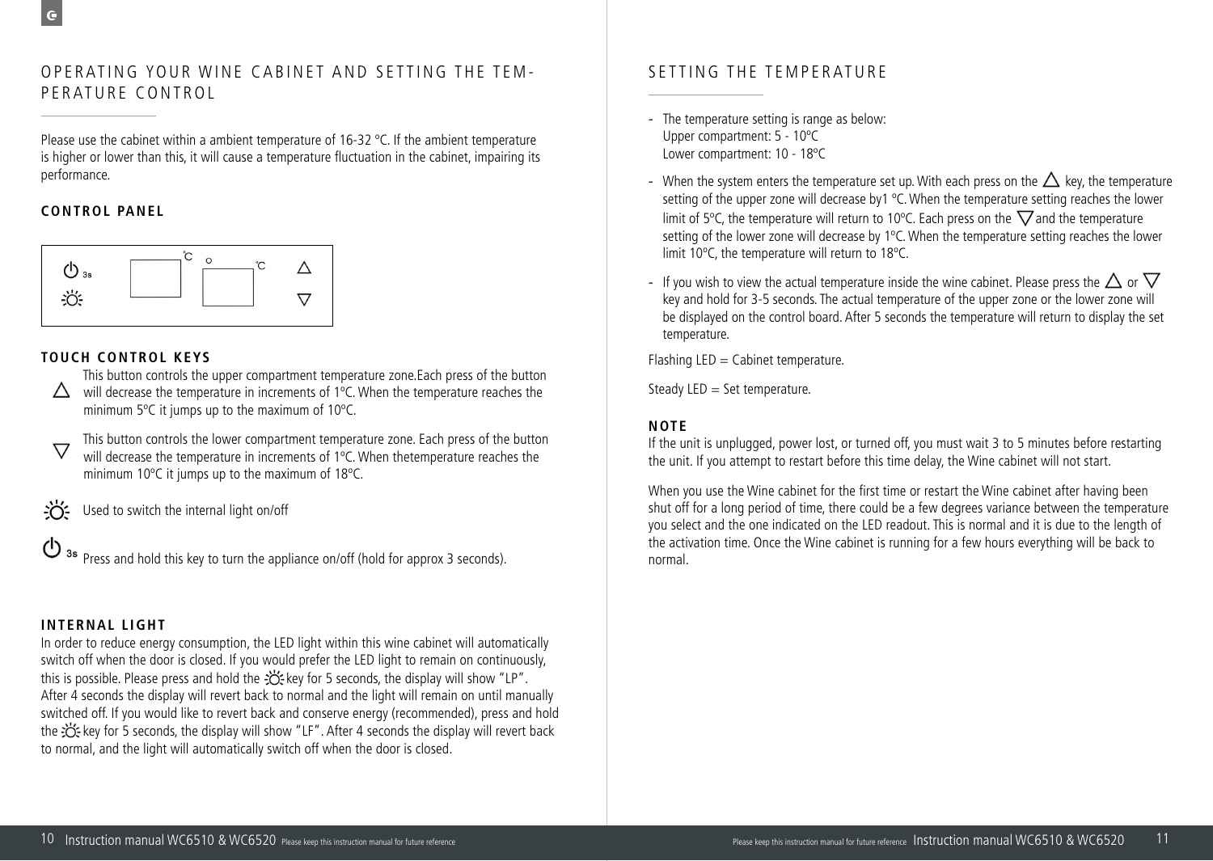## OPERATING YOUR WINE CABINET AND SETTING THE TEMPERATURE CONTROL

Please use the cabinet within a ambient temperature of 16-32 ºC. If the ambient temperature is higher or lower than this, it will cause a temperature fluctuation in the cabinet, impairing its performance.

### CONTROL PANEL

### TOUCH CONTROL KEYS

△ This button controls the upper compartment temperature zone.Each press of the button will decrease the temperature in increments of 1ºC. When the temperature reaches the minimum 5ºC it jumps up to the maximum of 10ºC.

▽ This button controls the lower compartment temperature zone. Each press of the button will decrease the temperature in increments of 1ºC. When thetemperature reaches the minimum 10ºC it jumps up to the maximum of 18ºC.

Used to switch the internal light on/off

3s Press and hold this key to turn the appliance on/off (hold for approx 3 seconds).

### INTERNAL LIGHT

In order to reduce energy consumption, the LED light within this wine cabinet will automatically switch off when the door is closed. If you would prefer the LED light to remain on continuously, this is possible. Please press and hold the key for 5 seconds, the display will show "LP". After 4 seconds the display will revert back to normal and the light will remain on until manually switched off. If you would like to revert back and conserve energy (recommended), press and hold the key for 5 seconds, the display will show "LF". After 4 seconds the display will revert back to normal, and the light will automatically switch off when the door is closed.

## SETTING THE TEMPERATURE

- The temperature setting is range as below:
  Upper compartment: 5 - 10ºC
  Lower compartment: 10 - 18ºC
- When the system enters the temperature set up. With each press on the △ key, the temperature setting of the upper zone will decrease by1 ºC. When the temperature setting reaches the lower limit of 5ºC, the temperature will return to 10ºC. Each press on the ▽ and the temperature setting of the lower zone will decrease by 1ºC. When the temperature setting reaches the lower limit 10ºC, the temperature will return to 18ºC.
- If you wish to view the actual temperature inside the wine cabinet. Please press the △ or ▽ key and hold for 3-5 seconds. The actual temperature of the upper zone or the lower zone will be displayed on the control board. After 5 seconds the temperature will return to display the set temperature.

Flashing LED = Cabinet temperature.

Steady LED = Set temperature.

### NOTE

If the unit is unplugged, power lost, or turned off, you must wait 3 to 5 minutes before restarting the unit. If you attempt to restart before this time delay, the Wine cabinet will not start.

When you use the Wine cabinet for the first time or restart the Wine cabinet after having been shut off for a long period of time, there could be a few degrees variance between the temperature you select and the one indicated on the LED readout. This is normal and it is due to the length of the activation time. Once the Wine cabinet is running for a few hours everything will be back to normal.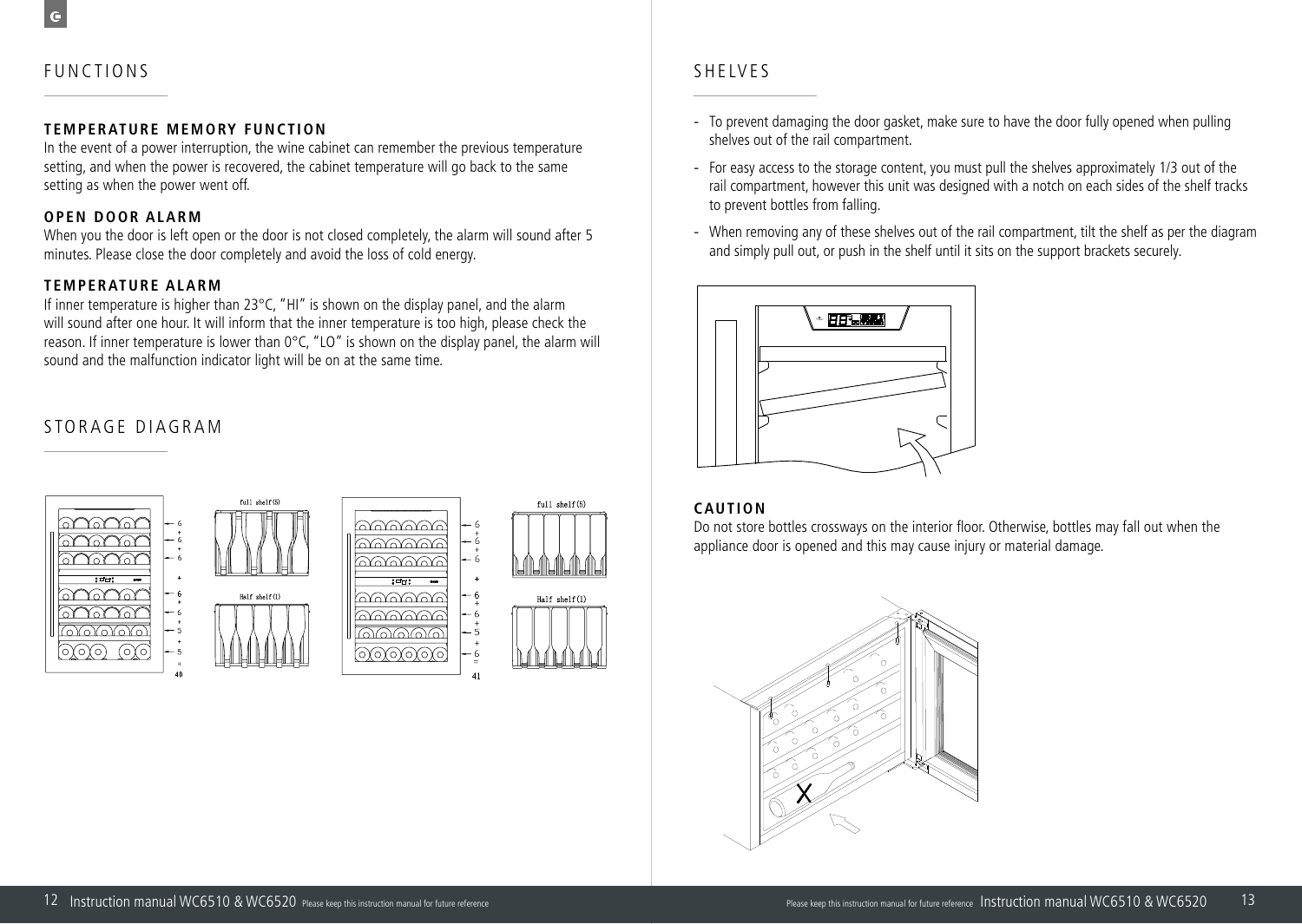# FUNCTIONS

### TEMPERATURE MEMORY FUNCTION

In the event of a power interruption, the wine cabinet can remember the previous temperature setting, and when the power is recovered, the cabinet temperature will go back to the same setting as when the power went off.

### OPEN DOOR ALARM

When you the door is left open or the door is not closed completely, the alarm will sound after 5 minutes. Please close the door completely and avoid the loss of cold energy.

### TEMPERATURE ALARM

If inner temperature is higher than 23°C, "HI" is shown on the display panel, and the alarm will sound after one hour. It will inform that the inner temperature is too high, please check the reason. If inner temperature is lower than 0°C, "LO" is shown on the display panel, the alarm will sound and the malfunction indicator light will be on at the same time.

# STORAGE DIAGRAM

6 + 6 + 6 + 6 + 6 + 5 + 5 = 40

full shelf(5)

Half shelf(1)

6 + 6 + 6 + 6 + 6 + 5 + 6 = 41

full shelf(5)

Half shelf(1)

# SHELVES

- To prevent damaging the door gasket, make sure to have the door fully opened when pulling shelves out of the rail compartment.
- For easy access to the storage content, you must pull the shelves approximately 1/3 out of the rail compartment, however this unit was designed with a notch on each sides of the shelf tracks to prevent bottles from falling.
- When removing any of these shelves out of the rail compartment, tilt the shelf as per the diagram and simply pull out, or push in the shelf until it sits on the support brackets securely.

### CAUTION

Do not store bottles crossways on the interior floor. Otherwise, bottles may fall out when the appliance door is opened and this may cause injury or material damage.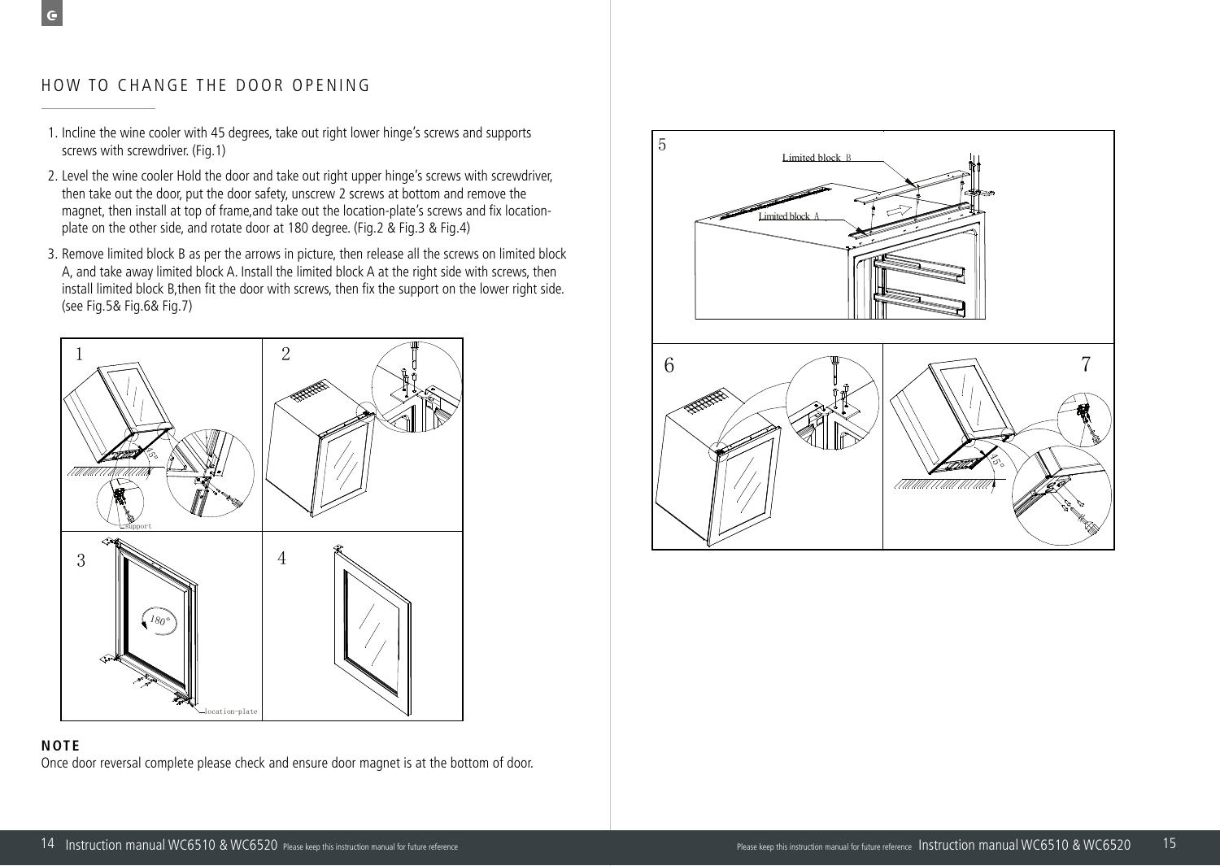## HOW TO CHANGE THE DOOR OPENING

1. Incline the wine cooler with 45 degrees, take out right lower hinge's screws and supports screws with screwdriver. (Fig.1)
2. Level the wine cooler Hold the door and take out right upper hinge's screws with screwdriver, then take out the door, put the door safety, unscrew 2 screws at bottom and remove the magnet, then install at top of frame,and take out the location-plate's screws and fix location-plate on the other side, and rotate door at 180 degree. (Fig.2 & Fig.3 & Fig.4)
3. Remove limited block B as per the arrows in picture, then release all the screws on limited block A, and take away limited block A. Install the limited block A at the right side with screws, then install limited block B,then fit the door with screws, then fix the support on the lower right side. (see Fig.5& Fig.6& Fig.7)

**NOTE**

Once door reversal complete please check and ensure door magnet is at the bottom of door.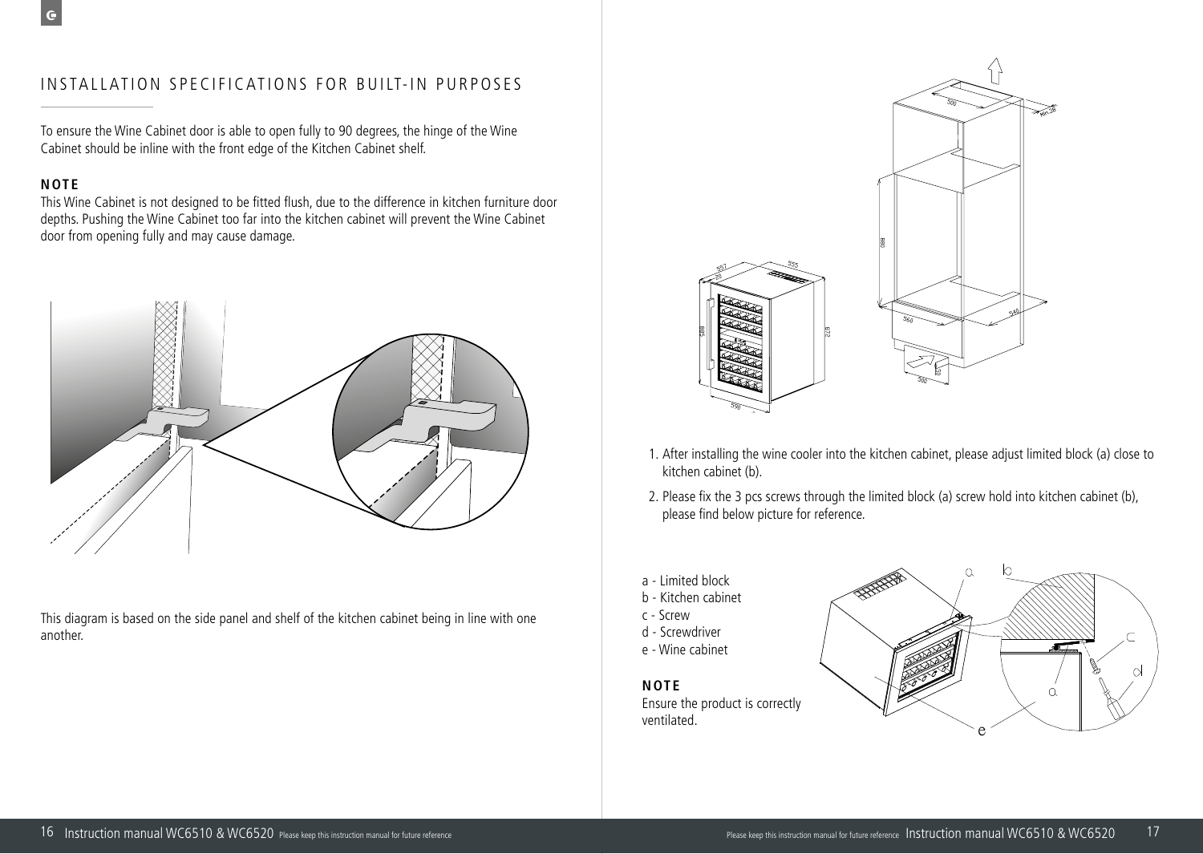# INSTALLATION SPECIFICATIONS FOR BUILT-IN PURPOSES

To ensure the Wine Cabinet door is able to open fully to 90 degrees, the hinge of the Wine Cabinet should be inline with the front edge of the Kitchen Cabinet shelf.

**NOTE**
This Wine Cabinet is not designed to be fitted flush, due to the difference in kitchen furniture door depths. Pushing the Wine Cabinet too far into the kitchen cabinet will prevent the Wine Cabinet door from opening fully and may cause damage.

This diagram is based on the side panel and shelf of the kitchen cabinet being in line with one another.

1. After installing the wine cooler into the kitchen cabinet, please adjust limited block (a) close to kitchen cabinet (b).
2. Please fix the 3 pcs screws through the limited block (a) screw hold into kitchen cabinet (b), please find below picture for reference.

a - Limited block
b - Kitchen cabinet
c - Screw
d - Screwdriver
e - Wine cabinet

**NOTE**
Ensure the product is correctly ventilated.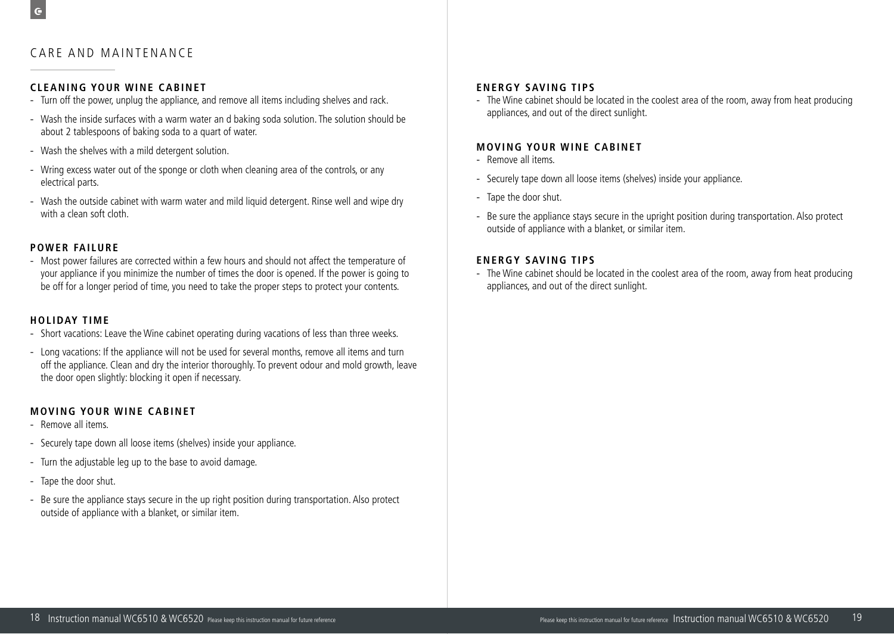# CARE AND MAINTENANCE

## CLEANING YOUR WINE CABINET

- Turn off the power, unplug the appliance, and remove all items including shelves and rack.
- Wash the inside surfaces with a warm water an d baking soda solution. The solution should be about 2 tablespoons of baking soda to a quart of water.
- Wash the shelves with a mild detergent solution.
- Wring excess water out of the sponge or cloth when cleaning area of the controls, or any electrical parts.
- Wash the outside cabinet with warm water and mild liquid detergent. Rinse well and wipe dry with a clean soft cloth.

## POWER FAILURE

- Most power failures are corrected within a few hours and should not affect the temperature of your appliance if you minimize the number of times the door is opened. If the power is going to be off for a longer period of time, you need to take the proper steps to protect your contents.

## HOLIDAY TIME

- Short vacations: Leave the Wine cabinet operating during vacations of less than three weeks.
- Long vacations: If the appliance will not be used for several months, remove all items and turn off the appliance. Clean and dry the interior thoroughly. To prevent odour and mold growth, leave the door open slightly: blocking it open if necessary.

## MOVING YOUR WINE CABINET

- Remove all items.
- Securely tape down all loose items (shelves) inside your appliance.
- Turn the adjustable leg up to the base to avoid damage.
- Tape the door shut.
- Be sure the appliance stays secure in the up right position during transportation. Also protect outside of appliance with a blanket, or similar item.

## ENERGY SAVING TIPS

- The Wine cabinet should be located in the coolest area of the room, away from heat producing appliances, and out of the direct sunlight.

## MOVING YOUR WINE CABINET

- Remove all items.
- Securely tape down all loose items (shelves) inside your appliance.
- Tape the door shut.
- Be sure the appliance stays secure in the upright position during transportation. Also protect outside of appliance with a blanket, or similar item.

## ENERGY SAVING TIPS

- The Wine cabinet should be located in the coolest area of the room, away from heat producing appliances, and out of the direct sunlight.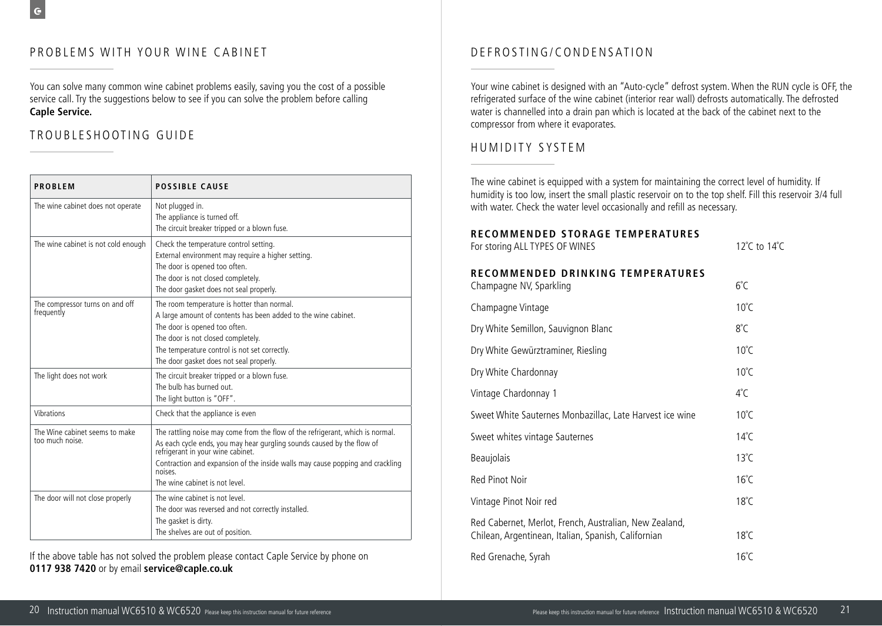## PROBLEMS WITH YOUR WINE CABINET

You can solve many common wine cabinet problems easily, saving you the cost of a possible service call. Try the suggestions below to see if you can solve the problem before calling **Caple Service.**

## TROUBLESHOOTING GUIDE

| PROBLEM | POSSIBLE CAUSE |
|---|---|
| The wine cabinet does not operate | Not plugged in.<br>The appliance is turned off.<br>The circuit breaker tripped or a blown fuse. |
| The wine cabinet is not cold enough | Check the temperature control setting.<br>External environment may require a higher setting.<br>The door is opened too often.<br>The door is not closed completely.<br>The door gasket does not seal properly. |
| The compressor turns on and off frequently | The room temperature is hotter than normal.<br>A large amount of contents has been added to the wine cabinet.<br>The door is opened too often.<br>The door is not closed completely.<br>The temperature control is not set correctly.<br>The door gasket does not seal properly. |
| The light does not work | The circuit breaker tripped or a blown fuse.<br>The bulb has burned out.<br>The light button is "OFF". |
| Vibrations | Check that the appliance is even |
| The Wine cabinet seems to make too much noise. | The rattling noise may come from the flow of the refrigerant, which is normal.<br>As each cycle ends, you may hear gurgling sounds caused by the flow of refrigerant in your wine cabinet.<br>Contraction and expansion of the inside walls may cause popping and crackling noises.<br>The wine cabinet is not level. |
| The door will not close properly | The wine cabinet is not level.<br>The door was reversed and not correctly installed.<br>The gasket is dirty.<br>The shelves are out of position. |

If the above table has not solved the problem please contact Caple Service by phone on **0117 938 7420** or by email **service@caple.co.uk**

## DEFROSTING/CONDENSATION

Your wine cabinet is designed with an "Auto-cycle" defrost system. When the RUN cycle is OFF, the refrigerated surface of the wine cabinet (interior rear wall) defrosts automatically. The defrosted water is channelled into a drain pan which is located at the back of the cabinet next to the compressor from where it evaporates.

## HUMIDITY SYSTEM

The wine cabinet is equipped with a system for maintaining the correct level of humidity. If humidity is too low, insert the small plastic reservoir on to the top shelf. Fill this reservoir 3/4 full with water. Check the water level occasionally and refill as necessary.

### RECOMMENDED STORAGE TEMPERATURES

| | |
|---|---|
| For storing ALL TYPES OF WINES | 12˚C to 14˚C |

### RECOMMENDED DRINKING TEMPERATURES

| | |
|---|---|
| Champagne NV, Sparkling | 6˚C |
| Champagne Vintage | 10˚C |
| Dry White Semillon, Sauvignon Blanc | 8˚C |
| Dry White Gewürztraminer, Riesling | 10˚C |
| Dry White Chardonnay | 10˚C |
| Vintage Chardonnay 1 | 4˚C |
| Sweet White Sauternes Monbazillac, Late Harvest ice wine | 10˚C |
| Sweet whites vintage Sauternes | 14˚C |
| Beaujolais | 13˚C |
| Red Pinot Noir | 16˚C |
| Vintage Pinot Noir red | 18˚C |
| Red Cabernet, Merlot, French, Australian, New Zealand, Chilean, Argentinean, Italian, Spanish, Californian | 18˚C |
| Red Grenache, Syrah | 16˚C |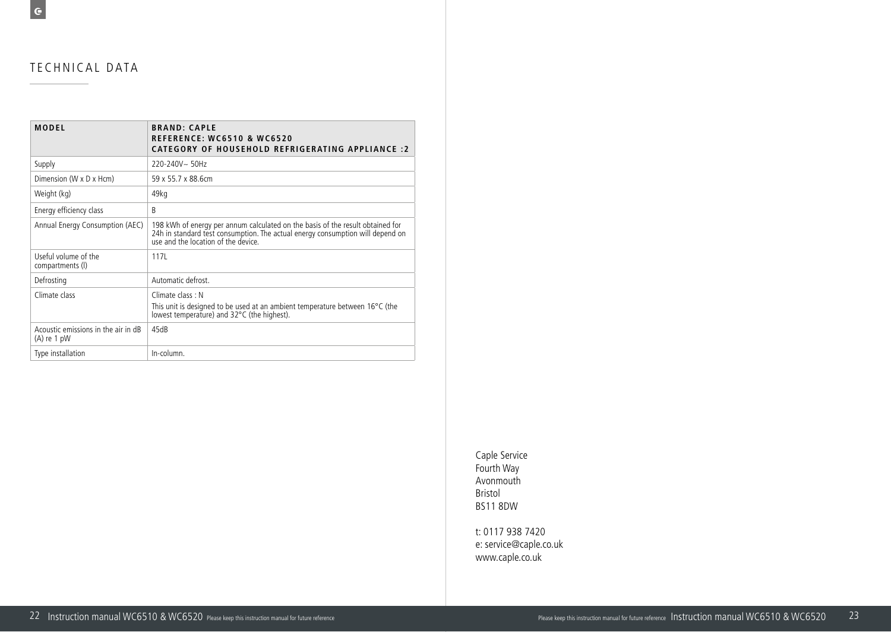# TECHNICAL DATA

| MODEL | BRAND: CAPLE<br>REFERENCE: WC6510 & WC6520<br>CATEGORY OF HOUSEHOLD REFRIGERATING APPLIANCE :2 |
|---|---|
| Supply | 220-240V~ 50Hz |
| Dimension (W x D x Hcm) | 59 x 55.7 x 88.6cm |
| Weight (kg) | 49kg |
| Energy efficiency class | B |
| Annual Energy Consumption (AEC) | 198 kWh of energy per annum calculated on the basis of the result obtained for 24h in standard test consumption. The actual energy consumption will depend on use and the location of the device. |
| Useful volume of the compartments (l) | 117L |
| Defrosting | Automatic defrost. |
| Climate class | Climate class : N<br>This unit is designed to be used at an ambient temperature between 16°C (the lowest temperature) and 32°C (the highest). |
| Acoustic emissions in the air in dB (A) re 1 pW | 45dB |
| Type installation | In-column. |

Caple Service
Fourth Way
Avonmouth
Bristol
BS11 8DW

t: 0117 938 7420
e: service@caple.co.uk
www.caple.co.uk